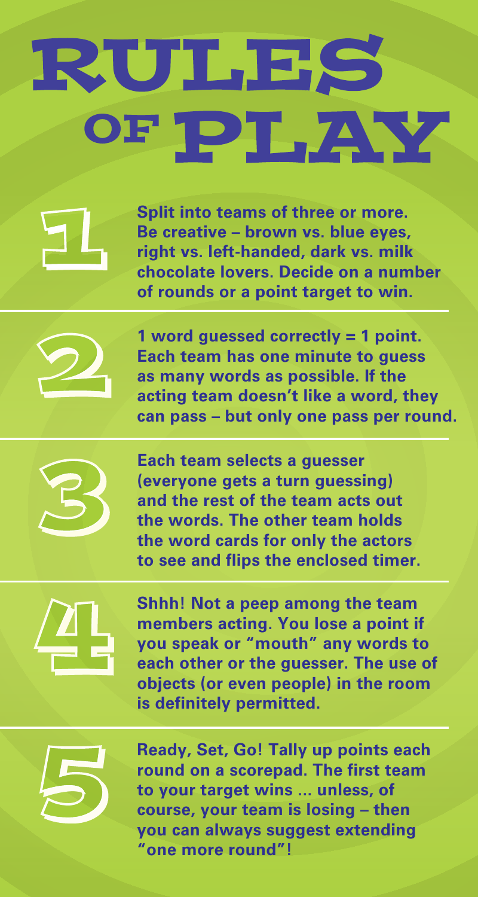# RULES OF PLAY

1. Split into teams of three or more. Be creative – brown vs. blue eyes, right vs. left-handed, dark vs. milk chocolate lovers. Decide on a number of rounds or a point target to win.

2. 1 word guessed correctly = 1 point. Each team has one minute to guess as many words as possible. If the acting team doesn't like a word, they can pass – but only one pass per round.

3. Each team selects a guesser (everyone gets a turn guessing) and the rest of the team acts out the words. The other team holds the word cards for only the actors to see and flips the enclosed timer.

4. Shhh! Not a peep among the team members acting. You lose a point if you speak or "mouth" any words to each other or the guesser. The use of objects (or even people) in the room is definitely permitted.

5. Ready, Set, Go! Tally up points each round on a scorepad. The first team to your target wins ... unless, of course, your team is losing – then you can always suggest extending "one more round"!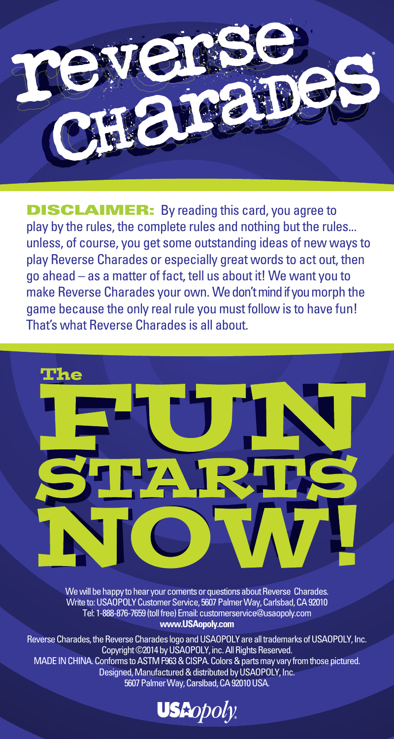# reverse CHARADES®

**DISCLAIMER:** By reading this card, you agree to play by the rules, the complete rules and nothing but the rules... unless, of course, you get some outstanding ideas of new ways to play Reverse Charades or especially great words to act out, then go ahead – as a matter of fact, tell us about it! We want you to make Reverse Charades your own. We don't mind if you morph the game because the only real rule you must follow is to have fun! That's what Reverse Charades is all about.

# The FUN STARTS NOW!

We will be happy to hear your coments or questions about Reverse Charades.
Write to: USAOPOLY Customer Service, 5607 Palmer Way, Carlsbad, CA 92010
Tel: 1-888-876-7659 (toll free) Email: customerservice@usaopoly.com
**www.USAopoly.com**

Reverse Charades, the Reverse Charades logo and USAOPOLY are all trademarks of USAOPOLY, Inc.
Copyright ©2014 by USAOPOLY, inc. All Rights Reserved.
MADE IN CHINA. Conforms to ASTM F963 & CISPA. Colors & parts may vary from those pictured.
Designed, Manufactured & distributed by USAOPOLY, Inc.
5607 Palmer Way, Carslbad, CA 92010 USA.

USAopoly®